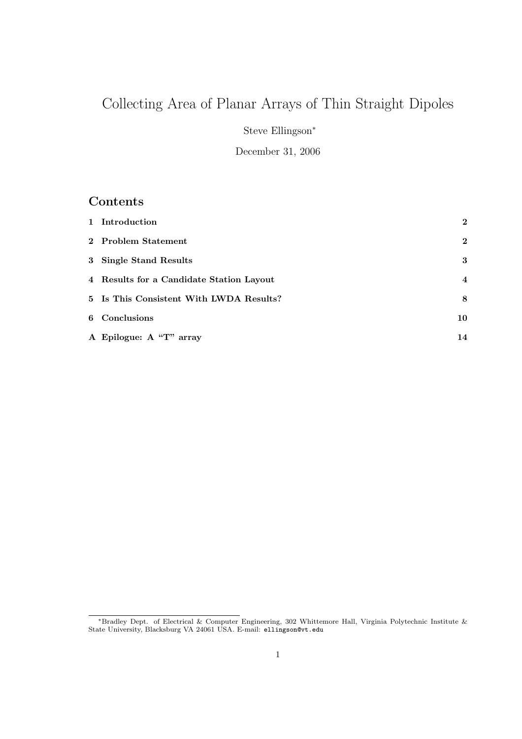# Collecting Area of Planar Arrays of Thin Straight Dipoles

Steve Ellingson*

December 31, 2006

## Contents

| | | |
|---|---|---|
| **1** | **Introduction** | **2** |
| **2** | **Problem Statement** | **2** |
| **3** | **Single Stand Results** | **3** |
| **4** | **Results for a Candidate Station Layout** | **4** |
| **5** | **Is This Consistent With LWDA Results?** | **8** |
| **6** | **Conclusions** | **10** |
| **A** | **Epilogue: A "T" array** | **14** |

---

*Bradley Dept. of Electrical & Computer Engineering, 302 Whittemore Hall, Virginia Polytechnic Institute & State University, Blacksburg VA 24061 USA. E-mail: ellingson@vt.edu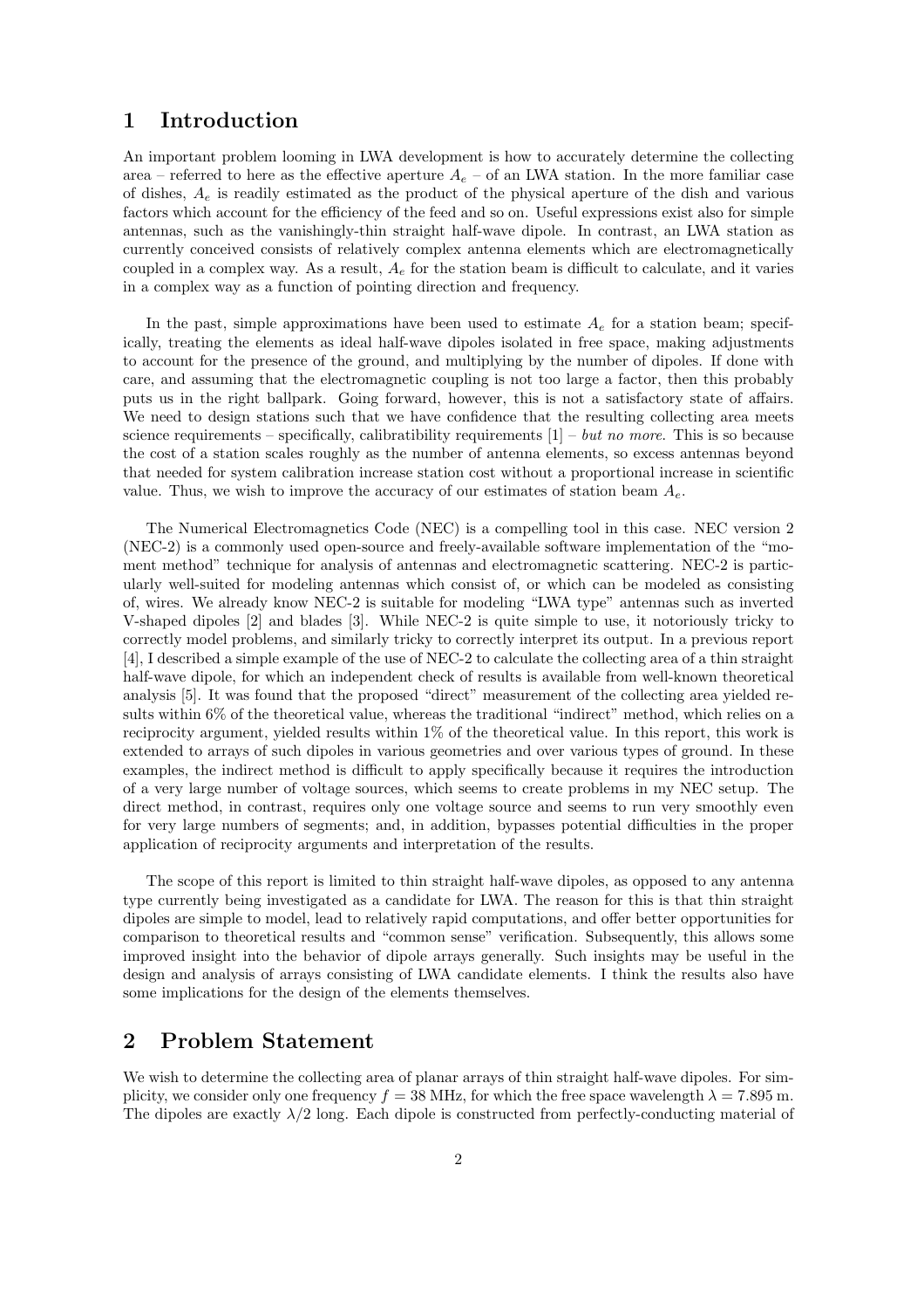# 1 Introduction

An important problem looming in LWA development is how to accurately determine the collecting area – referred to here as the effective aperture $A_e$ – of an LWA station. In the more familiar case of dishes, $A_e$ is readily estimated as the product of the physical aperture of the dish and various factors which account for the efficiency of the feed and so on. Useful expressions exist also for simple antennas, such as the vanishingly-thin straight half-wave dipole. In contrast, an LWA station as currently conceived consists of relatively complex antenna elements which are electromagnetically coupled in a complex way. As a result, $A_e$ for the station beam is difficult to calculate, and it varies in a complex way as a function of pointing direction and frequency.

In the past, simple approximations have been used to estimate $A_e$ for a station beam; specifically, treating the elements as ideal half-wave dipoles isolated in free space, making adjustments to account for the presence of the ground, and multiplying by the number of dipoles. If done with care, and assuming that the electromagnetic coupling is not too large a factor, then this probably puts us in the right ballpark. Going forward, however, this is not a satisfactory state of affairs. We need to design stations such that we have confidence that the resulting collecting area meets science requirements – specifically, calibratibility requirements [1] – *but no more*. This is so because the cost of a station scales roughly as the number of antenna elements, so excess antennas beyond that needed for system calibration increase station cost without a proportional increase in scientific value. Thus, we wish to improve the accuracy of our estimates of station beam $A_e$.

The Numerical Electromagnetics Code (NEC) is a compelling tool in this case. NEC version 2 (NEC-2) is a commonly used open-source and freely-available software implementation of the "moment method" technique for analysis of antennas and electromagnetic scattering. NEC-2 is particularly well-suited for modeling antennas which consist of, or which can be modeled as consisting of, wires. We already know NEC-2 is suitable for modeling "LWA type" antennas such as inverted V-shaped dipoles [2] and blades [3]. While NEC-2 is quite simple to use, it notoriously tricky to correctly model problems, and similarly tricky to correctly interpret its output. In a previous report [4], I described a simple example of the use of NEC-2 to calculate the collecting area of a thin straight half-wave dipole, for which an independent check of results is available from well-known theoretical analysis [5]. It was found that the proposed "direct" measurement of the collecting area yielded results within 6% of the theoretical value, whereas the traditional "indirect" method, which relies on a reciprocity argument, yielded results within 1% of the theoretical value. In this report, this work is extended to arrays of such dipoles in various geometries and over various types of ground. In these examples, the indirect method is difficult to apply specifically because it requires the introduction of a very large number of voltage sources, which seems to create problems in my NEC setup. The direct method, in contrast, requires only one voltage source and seems to run very smoothly even for very large numbers of segments; and, in addition, bypasses potential difficulties in the proper application of reciprocity arguments and interpretation of the results.

The scope of this report is limited to thin straight half-wave dipoles, as opposed to any antenna type currently being investigated as a candidate for LWA. The reason for this is that thin straight dipoles are simple to model, lead to relatively rapid computations, and offer better opportunities for comparison to theoretical results and "common sense" verification. Subsequently, this allows some improved insight into the behavior of dipole arrays generally. Such insights may be useful in the design and analysis of arrays consisting of LWA candidate elements. I think the results also have some implications for the design of the elements themselves.

# 2 Problem Statement

We wish to determine the collecting area of planar arrays of thin straight half-wave dipoles. For simplicity, we consider only one frequency $f = 38$ MHz, for which the free space wavelength $\lambda = 7.895$ m. The dipoles are exactly $\lambda/2$ long. Each dipole is constructed from perfectly-conducting material of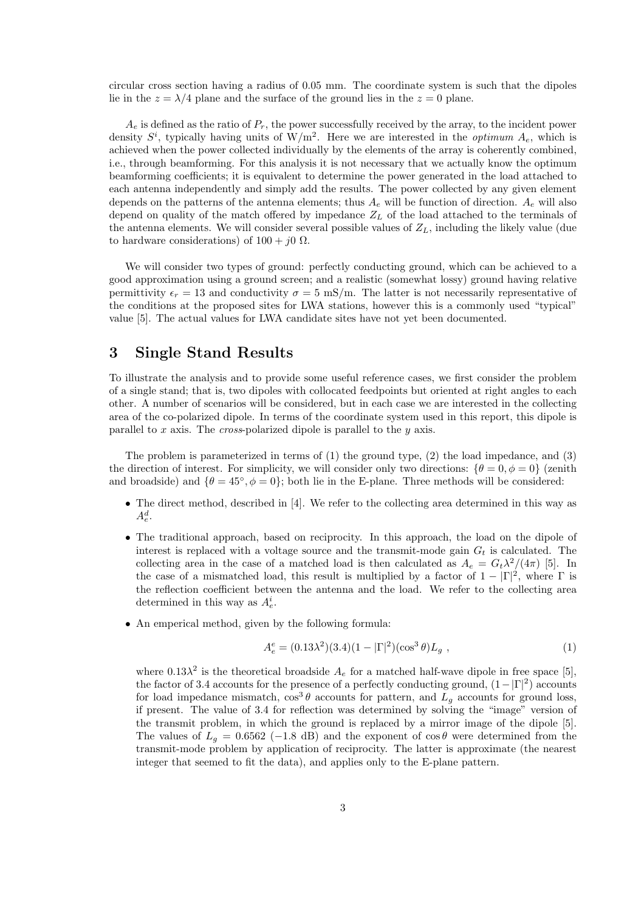circular cross section having a radius of 0.05 mm. The coordinate system is such that the dipoles lie in the $z = \lambda/4$ plane and the surface of the ground lies in the $z = 0$ plane.

$A_e$ is defined as the ratio of $P_r$, the power successfully received by the array, to the incident power density $S^i$, typically having units of W/m$^2$. Here we are interested in the *optimum* $A_e$, which is achieved when the power collected individually by the elements of the array is coherently combined, i.e., through beamforming. For this analysis it is not necessary that we actually know the optimum beamforming coefficients; it is equivalent to determine the power generated in the load attached to each antenna independently and simply add the results. The power collected by any given element depends on the patterns of the antenna elements; thus $A_e$ will be function of direction. $A_e$ will also depend on quality of the match offered by impedance $Z_L$ of the load attached to the terminals of the antenna elements. We will consider several possible values of $Z_L$, including the likely value (due to hardware considerations) of $100 + j0$ Ω.

We will consider two types of ground: perfectly conducting ground, which can be achieved to a good approximation using a ground screen; and a realistic (somewhat lossy) ground having relative permittivity $\epsilon_r = 13$ and conductivity $\sigma = 5$ mS/m. The latter is not necessarily representative of the conditions at the proposed sites for LWA stations, however this is a commonly used "typical" value [5]. The actual values for LWA candidate sites have not yet been documented.

# 3 Single Stand Results

To illustrate the analysis and to provide some useful reference cases, we first consider the problem of a single stand; that is, two dipoles with collocated feedpoints but oriented at right angles to each other. A number of scenarios will be considered, but in each case we are interested in the collecting area of the co-polarized dipole. In terms of the coordinate system used in this report, this dipole is parallel to $x$ axis. The *cross*-polarized dipole is parallel to the $y$ axis.

The problem is parameterized in terms of (1) the ground type, (2) the load impedance, and (3) the direction of interest. For simplicity, we will consider only two directions: $\{\theta = 0, \phi = 0\}$ (zenith and broadside) and $\{\theta = 45^\circ, \phi = 0\}$; both lie in the E-plane. Three methods will be considered:

- The direct method, described in [4]. We refer to the collecting area determined in this way as $A_e^d$.
- The traditional approach, based on reciprocity. In this approach, the load on the dipole of interest is replaced with a voltage source and the transmit-mode gain $G_t$ is calculated. The collecting area in the case of a matched load is then calculated as $A_e = G_t\lambda^2/(4\pi)$ [5]. In the case of a mismatched load, this result is multiplied by a factor of $1 - |\Gamma|^2$, where $\Gamma$ is the reflection coefficient between the antenna and the load. We refer to the collecting area determined in this way as $A_e^i$.
- An emperical method, given by the following formula:

$$A_e^e = (0.13\lambda^2)(3.4)(1 - |\Gamma|^2)(\cos^3\theta)L_g \;, \tag{1}$$

where $0.13\lambda^2$ is the theoretical broadside $A_e$ for a matched half-wave dipole in free space [5], the factor of 3.4 accounts for the presence of a perfectly conducting ground, $(1-|\Gamma|^2)$ accounts for load impedance mismatch, $\cos^3\theta$ accounts for pattern, and $L_g$ accounts for ground loss, if present. The value of 3.4 for reflection was determined by solving the "image" version of the transmit problem, in which the ground is replaced by a mirror image of the dipole [5]. The values of $L_g = 0.6562$ (−1.8 dB) and the exponent of $\cos\theta$ were determined from the transmit-mode problem by application of reciprocity. The latter is approximate (the nearest integer that seemed to fit the data), and applies only to the E-plane pattern.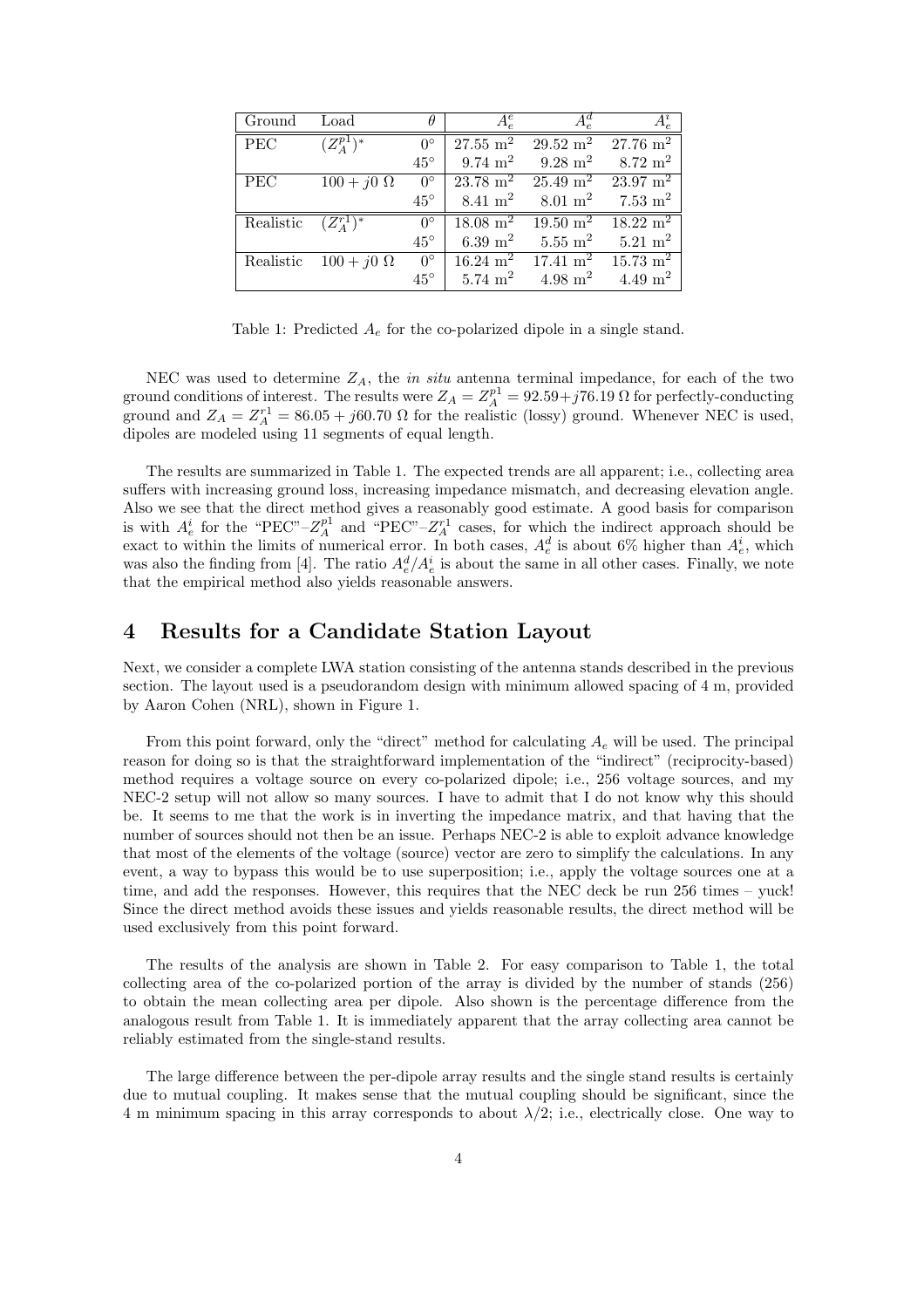| Ground | Load | $\theta$ | $A_e^e$ | $A_e^d$ | $A_e^i$ |
|---|---|---|---|---|---|
| PEC | $(Z_A^{p1})^*$ | $0^\circ$ | 27.55 m$^2$ | 29.52 m$^2$ | 27.76 m$^2$ |
| | | $45^\circ$ | 9.74 m$^2$ | 9.28 m$^2$ | 8.72 m$^2$ |
| PEC | $100 + j0\ \Omega$ | $0^\circ$ | 23.78 m$^2$ | 25.49 m$^2$ | 23.97 m$^2$ |
| | | $45^\circ$ | 8.41 m$^2$ | 8.01 m$^2$ | 7.53 m$^2$ |
| Realistic | $(Z_A^{r1})^*$ | $0^\circ$ | 18.08 m$^2$ | 19.50 m$^2$ | 18.22 m$^2$ |
| | | $45^\circ$ | 6.39 m$^2$ | 5.55 m$^2$ | 5.21 m$^2$ |
| Realistic | $100 + j0\ \Omega$ | $0^\circ$ | 16.24 m$^2$ | 17.41 m$^2$ | 15.73 m$^2$ |
| | | $45^\circ$ | 5.74 m$^2$ | 4.98 m$^2$ | 4.49 m$^2$ |

Table 1: Predicted $A_e$ for the co-polarized dipole in a single stand.

NEC was used to determine $Z_A$, the *in situ* antenna terminal impedance, for each of the two ground conditions of interest. The results were $Z_A = Z_A^{p1} = 92.59 + j76.19\ \Omega$ for perfectly-conducting ground and $Z_A = Z_A^{r1} = 86.05 + j60.70\ \Omega$ for the realistic (lossy) ground. Whenever NEC is used, dipoles are modeled using 11 segments of equal length.

The results are summarized in Table 1. The expected trends are all apparent; i.e., collecting area suffers with increasing ground loss, increasing impedance mismatch, and decreasing elevation angle. Also we see that the direct method gives a reasonably good estimate. A good basis for comparison is with $A_e^i$ for the "PEC"–$Z_A^{p1}$ and "PEC"–$Z_A^{r1}$ cases, for which the indirect approach should be exact to within the limits of numerical error. In both cases, $A_e^d$ is about 6% higher than $A_e^i$, which was also the finding from [4]. The ratio $A_e^d/A_e^i$ is about the same in all other cases. Finally, we note that the empirical method also yields reasonable answers.

## 4 Results for a Candidate Station Layout

Next, we consider a complete LWA station consisting of the antenna stands described in the previous section. The layout used is a pseudorandom design with minimum allowed spacing of 4 m, provided by Aaron Cohen (NRL), shown in Figure 1.

From this point forward, only the "direct" method for calculating $A_e$ will be used. The principal reason for doing so is that the straightforward implementation of the "indirect" (reciprocity-based) method requires a voltage source on every co-polarized dipole; i.e., 256 voltage sources, and my NEC-2 setup will not allow so many sources. I have to admit that I do not know why this should be. It seems to me that the work is in inverting the impedance matrix, and that having that the number of sources should not then be an issue. Perhaps NEC-2 is able to exploit advance knowledge that most of the elements of the voltage (source) vector are zero to simplify the calculations. In any event, a way to bypass this would be to use superposition; i.e., apply the voltage sources one at a time, and add the responses. However, this requires that the NEC deck be run 256 times – yuck! Since the direct method avoids these issues and yields reasonable results, the direct method will be used exclusively from this point forward.

The results of the analysis are shown in Table 2. For easy comparison to Table 1, the total collecting area of the co-polarized portion of the array is divided by the number of stands (256) to obtain the mean collecting area per dipole. Also shown is the percentage difference from the analogous result from Table 1. It is immediately apparent that the array collecting area cannot be reliably estimated from the single-stand results.

The large difference between the per-dipole array results and the single stand results is certainly due to mutual coupling. It makes sense that the mutual coupling should be significant, since the 4 m minimum spacing in this array corresponds to about $\lambda/2$; i.e., electrically close. One way to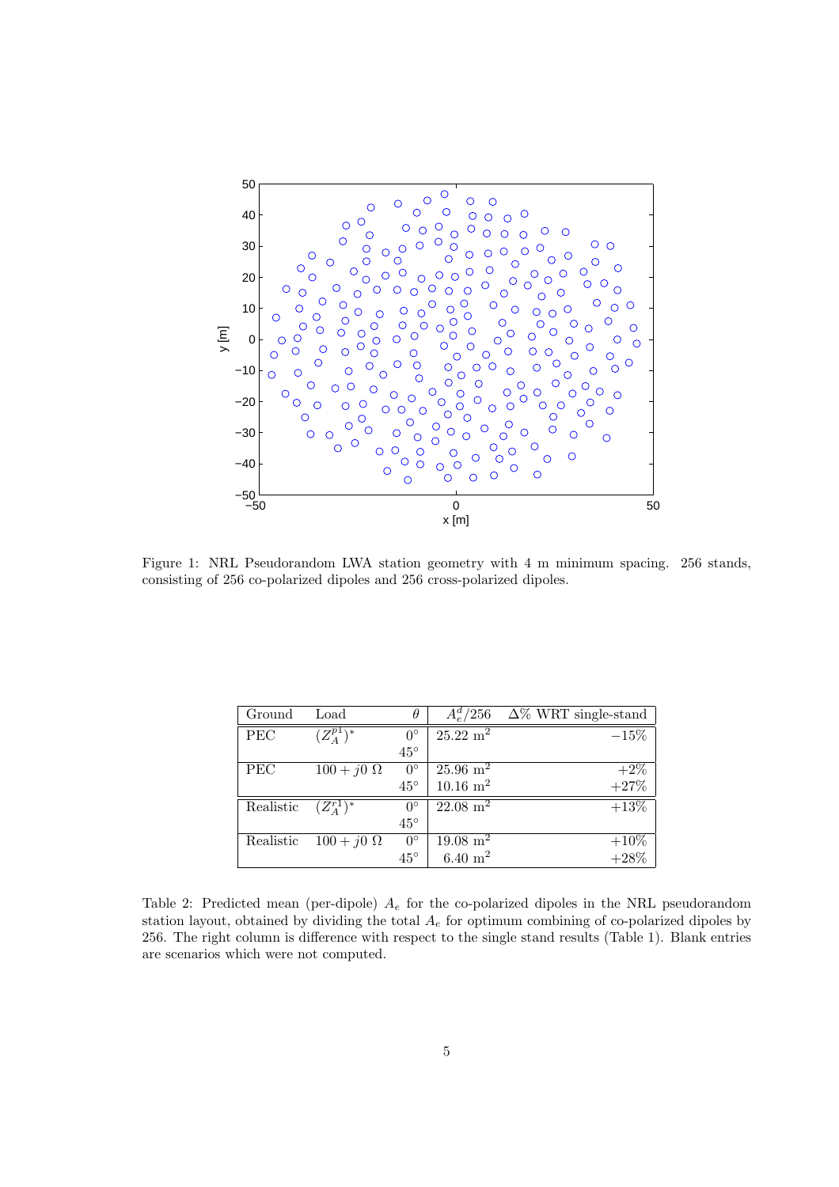Figure 1: NRL Pseudorandom LWA station geometry with 4 m minimum spacing. 256 stands, consisting of 256 co-polarized dipoles and 256 cross-polarized dipoles.

| Ground | Load | $\theta$ | $A_e^d/256$ | $\Delta$% WRT single-stand |
|---|---|---|---|---|
| PEC | $(Z_A^{p1})^*$ | $0^\circ$ | 25.22 m$^2$ | $-15$% |
| | | $45^\circ$ | | |
| PEC | $100 + j0\ \Omega$ | $0^\circ$ | 25.96 m$^2$ | $+2$% |
| | | $45^\circ$ | 10.16 m$^2$ | $+27$% |
| Realistic | $(Z_A^{r1})^*$ | $0^\circ$ | 22.08 m$^2$ | $+13$% |
| | | $45^\circ$ | | |
| Realistic | $100 + j0\ \Omega$ | $0^\circ$ | 19.08 m$^2$ | $+10$% |
| | | $45^\circ$ | 6.40 m$^2$ | $+28$% |

Table 2: Predicted mean (per-dipole) $A_e$ for the co-polarized dipoles in the NRL pseudorandom station layout, obtained by dividing the total $A_e$ for optimum combining of co-polarized dipoles by 256. The right column is difference with respect to the single stand results (Table 1). Blank entries are scenarios which were not computed.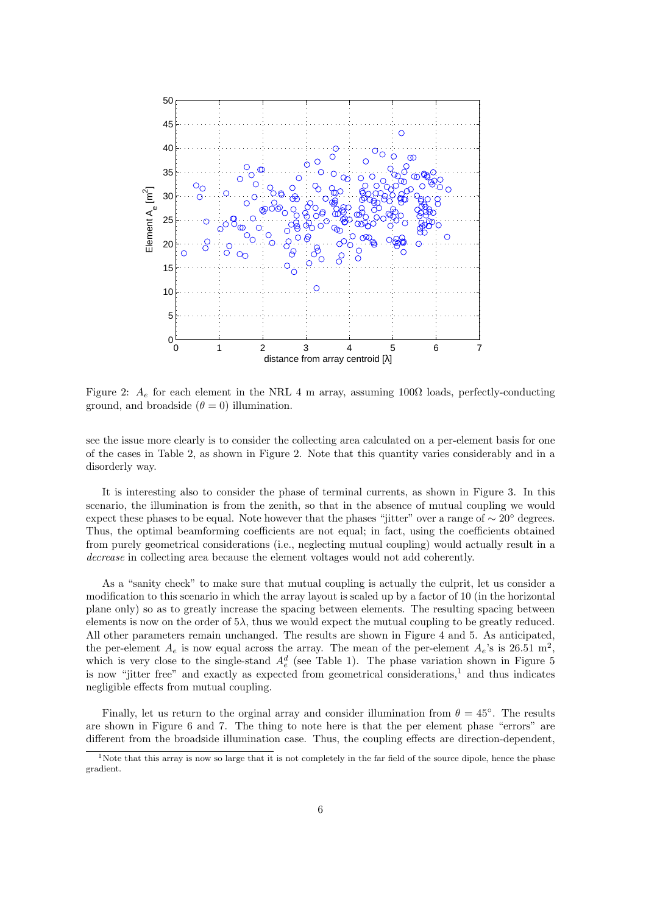Figure 2: $A_e$ for each element in the NRL 4 m array, assuming 100Ω loads, perfectly-conducting ground, and broadside ($\theta = 0$) illumination.

see the issue more clearly is to consider the collecting area calculated on a per-element basis for one of the cases in Table 2, as shown in Figure 2. Note that this quantity varies considerably and in a disorderly way.

It is interesting also to consider the phase of terminal currents, as shown in Figure 3. In this scenario, the illumination is from the zenith, so that in the absence of mutual coupling we would expect these phases to be equal. Note however that the phases "jitter" over a range of $\sim 20°$ degrees. Thus, the optimal beamforming coefficients are not equal; in fact, using the coefficients obtained from purely geometrical considerations (i.e., neglecting mutual coupling) would actually result in a *decrease* in collecting area because the element voltages would not add coherently.

As a "sanity check" to make sure that mutual coupling is actually the culprit, let us consider a modification to this scenario in which the array layout is scaled up by a factor of 10 (in the horizontal plane only) so as to greatly increase the spacing between elements. The resulting spacing between elements is now on the order of $5\lambda$, thus we would expect the mutual coupling to be greatly reduced. All other parameters remain unchanged. The results are shown in Figure 4 and 5. As anticipated, the per-element $A_e$ is now equal across the array. The mean of the per-element $A_e$'s is 26.51 m$^2$, which is very close to the single-stand $A_e^d$ (see Table 1). The phase variation shown in Figure 5 is now "jitter free" and exactly as expected from geometrical considerations,[1] and thus indicates negligible effects from mutual coupling.

Finally, let us return to the orginal array and consider illumination from $\theta = 45°$. The results are shown in Figure 6 and 7. The thing to note here is that the per element phase "errors" are different from the broadside illumination case. Thus, the coupling effects are direction-dependent,

[1] Note that this array is now so large that it is not completely in the far field of the source dipole, hence the phase gradient.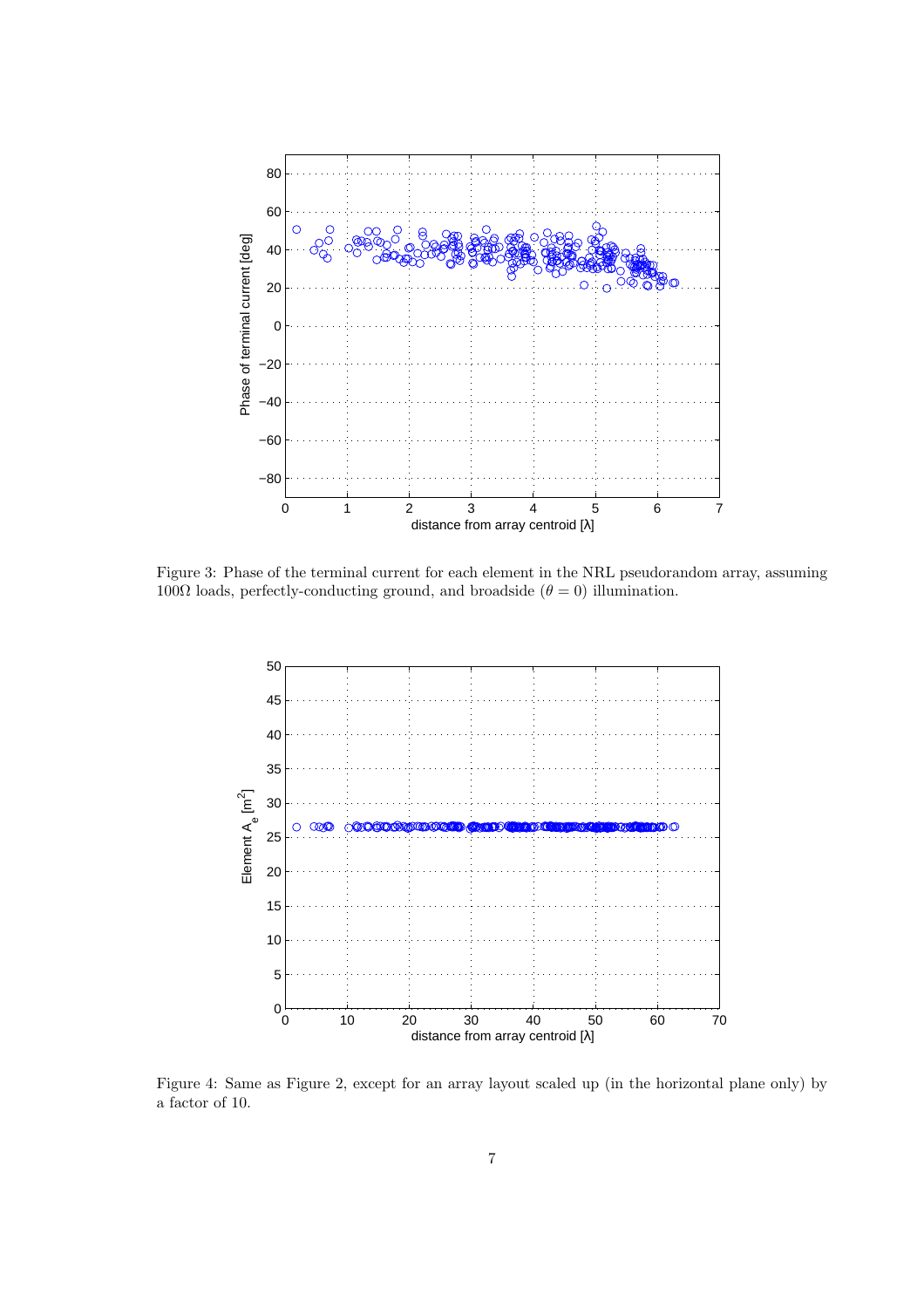Figure 3: Phase of the terminal current for each element in the NRL pseudorandom array, assuming $100\Omega$ loads, perfectly-conducting ground, and broadside ($\theta = 0$) illumination.

Figure 4: Same as Figure 2, except for an array layout scaled up (in the horizontal plane only) by a factor of 10.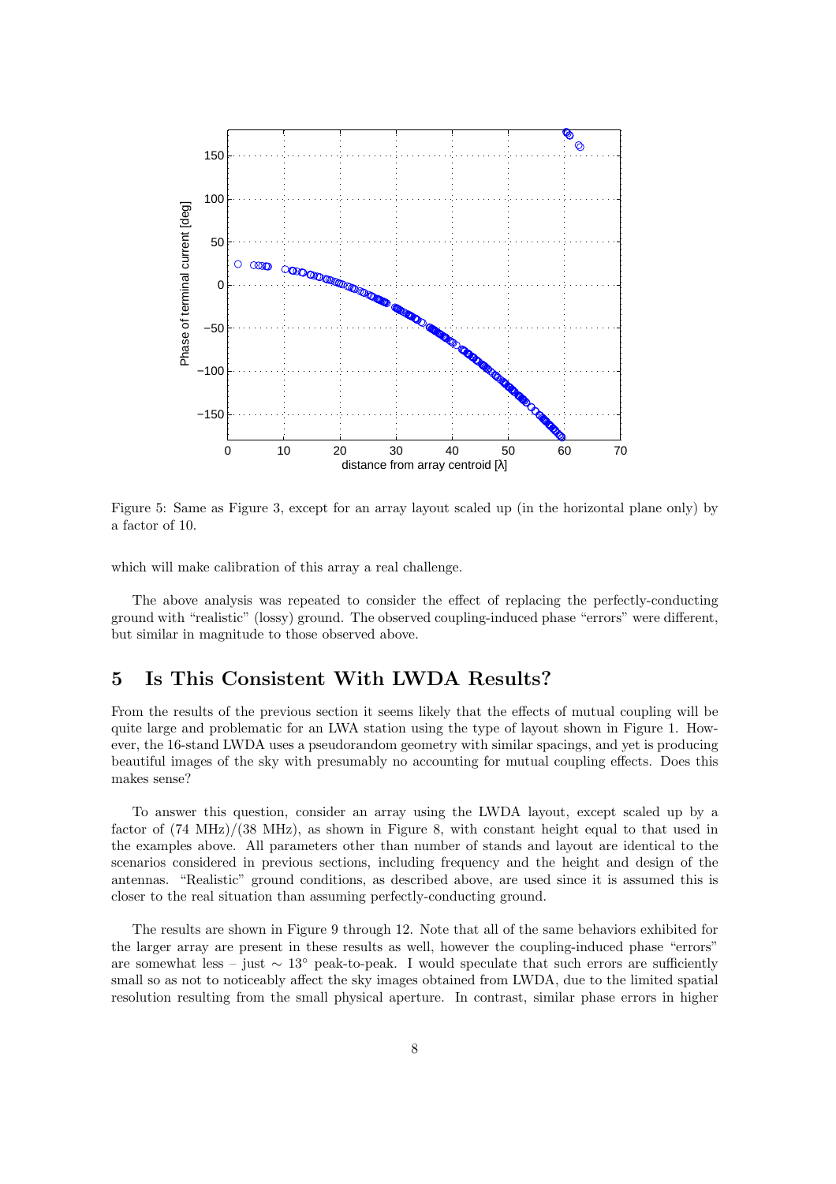Figure 5: Same as Figure 3, except for an array layout scaled up (in the horizontal plane only) by a factor of 10.

which will make calibration of this array a real challenge.

The above analysis was repeated to consider the effect of replacing the perfectly-conducting ground with "realistic" (lossy) ground. The observed coupling-induced phase "errors" were different, but similar in magnitude to those observed above.

## 5 Is This Consistent With LWDA Results?

From the results of the previous section it seems likely that the effects of mutual coupling will be quite large and problematic for an LWA station using the type of layout shown in Figure 1. However, the 16-stand LWDA uses a pseudorandom geometry with similar spacings, and yet is producing beautiful images of the sky with presumably no accounting for mutual coupling effects. Does this makes sense?

To answer this question, consider an array using the LWDA layout, except scaled up by a factor of (74 MHz)/(38 MHz), as shown in Figure 8, with constant height equal to that used in the examples above. All parameters other than number of stands and layout are identical to the scenarios considered in previous sections, including frequency and the height and design of the antennas. "Realistic" ground conditions, as described above, are used since it is assumed this is closer to the real situation than assuming perfectly-conducting ground.

The results are shown in Figure 9 through 12. Note that all of the same behaviors exhibited for the larger array are present in these results as well, however the coupling-induced phase "errors" are somewhat less – just $\sim 13^{\circ}$ peak-to-peak. I would speculate that such errors are sufficiently small so as not to noticeably affect the sky images obtained from LWDA, due to the limited spatial resolution resulting from the small physical aperture. In contrast, similar phase errors in higher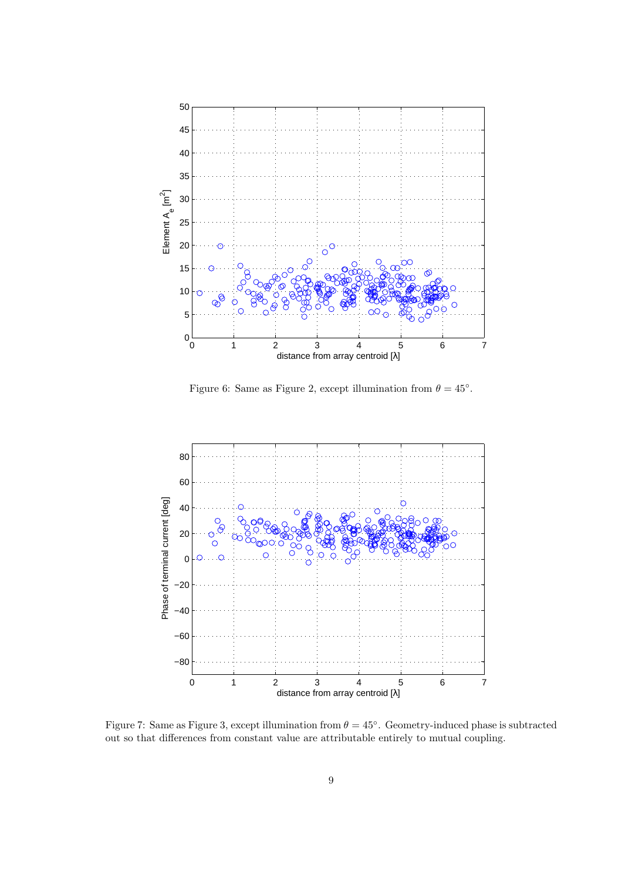Figure 6: Same as Figure 2, except illumination from $\theta = 45^\circ$.

Figure 7: Same as Figure 3, except illumination from $\theta = 45^\circ$. Geometry-induced phase is subtracted out so that differences from constant value are attributable entirely to mutual coupling.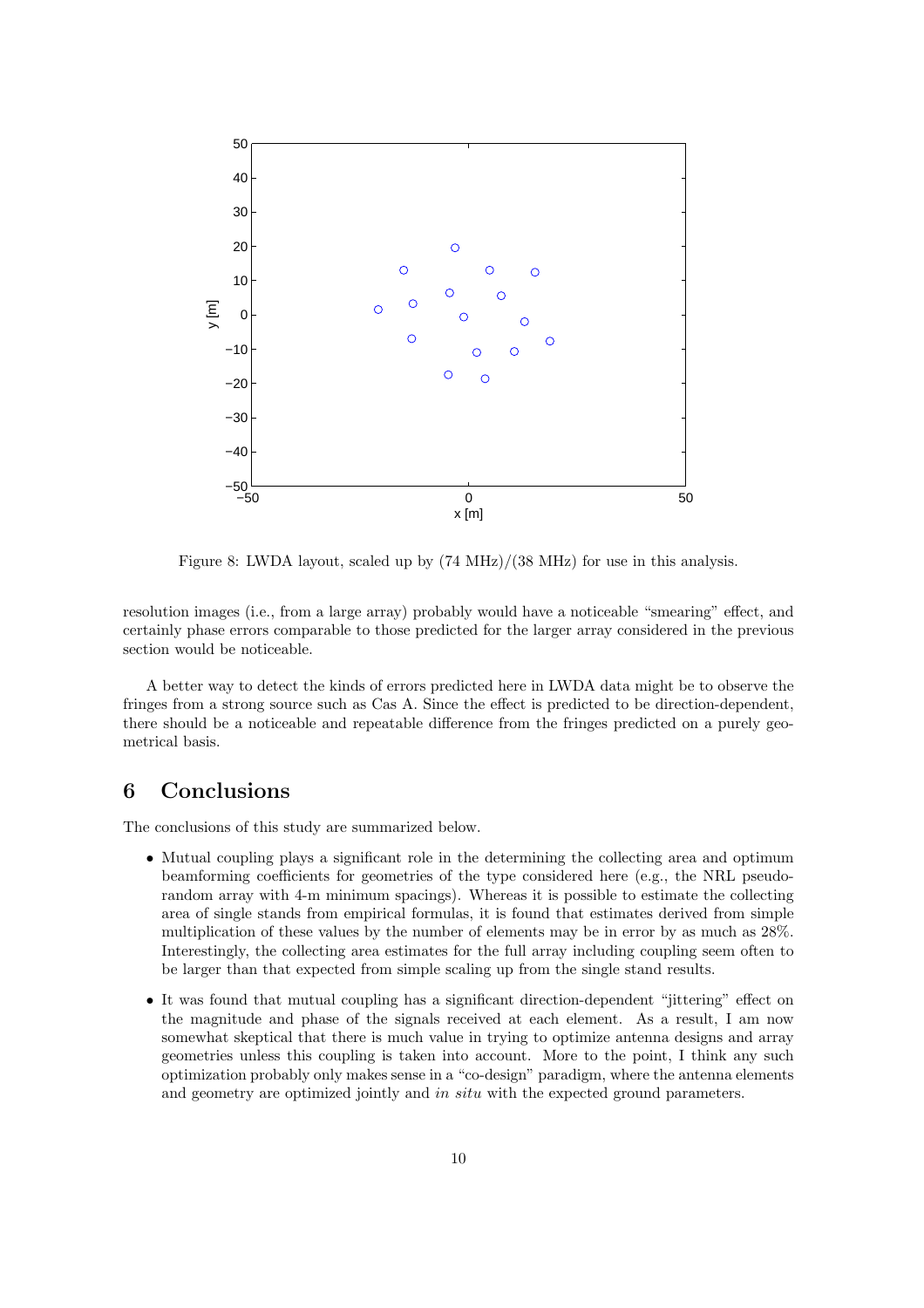Figure 8: LWDA layout, scaled up by (74 MHz)/(38 MHz) for use in this analysis.

resolution images (i.e., from a large array) probably would have a noticeable "smearing" effect, and certainly phase errors comparable to those predicted for the larger array considered in the previous section would be noticeable.

A better way to detect the kinds of errors predicted here in LWDA data might be to observe the fringes from a strong source such as Cas A. Since the effect is predicted to be direction-dependent, there should be a noticeable and repeatable difference from the fringes predicted on a purely geometrical basis.

# 6 Conclusions

The conclusions of this study are summarized below.

- Mutual coupling plays a significant role in the determining the collecting area and optimum beamforming coefficients for geometries of the type considered here (e.g., the NRL pseudo-random array with 4-m minimum spacings). Whereas it is possible to estimate the collecting area of single stands from empirical formulas, it is found that estimates derived from simple multiplication of these values by the number of elements may be in error by as much as 28%. Interestingly, the collecting area estimates for the full array including coupling seem often to be larger than that expected from simple scaling up from the single stand results.
- It was found that mutual coupling has a significant direction-dependent "jittering" effect on the magnitude and phase of the signals received at each element. As a result, I am now somewhat skeptical that there is much value in trying to optimize antenna designs and array geometries unless this coupling is taken into account. More to the point, I think any such optimization probably only makes sense in a "co-design" paradigm, where the antenna elements and geometry are optimized jointly and *in situ* with the expected ground parameters.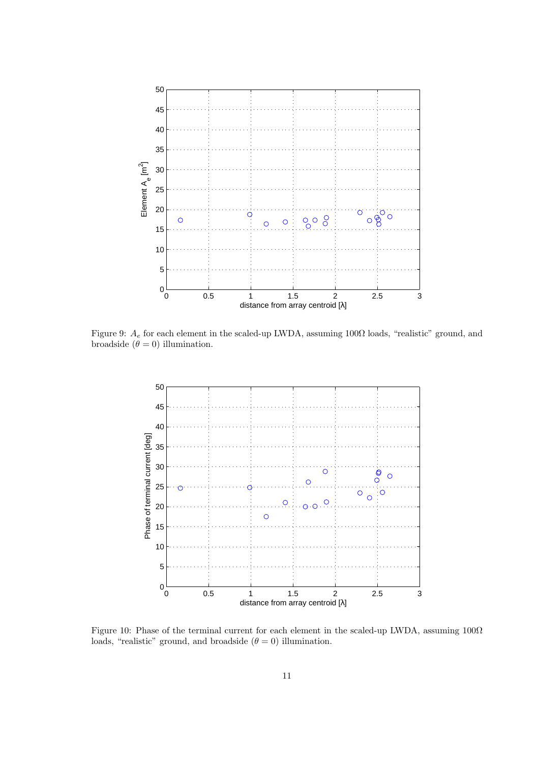Figure 9: $A_e$ for each element in the scaled-up LWDA, assuming $100\Omega$ loads, "realistic" ground, and broadside ($\theta = 0$) illumination.

Figure 10: Phase of the terminal current for each element in the scaled-up LWDA, assuming $100\Omega$ loads, "realistic" ground, and broadside ($\theta = 0$) illumination.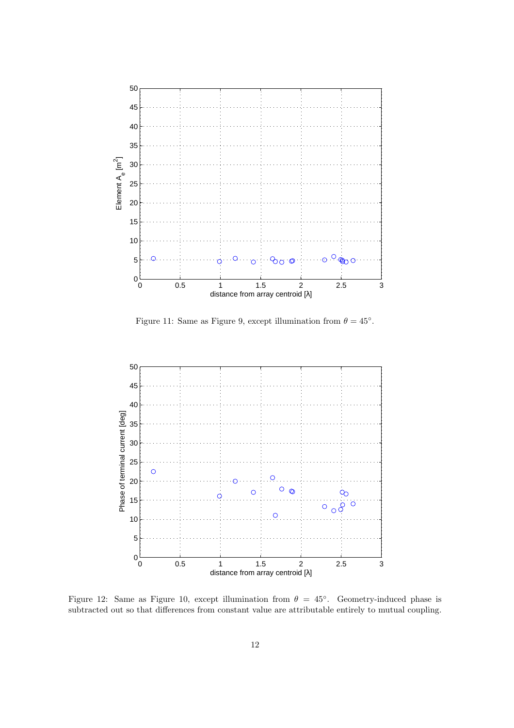Figure 11: Same as Figure 9, except illumination from $\theta = 45^\circ$.

Figure 12: Same as Figure 10, except illumination from $\theta = 45^\circ$. Geometry-induced phase is subtracted out so that differences from constant value are attributable entirely to mutual coupling.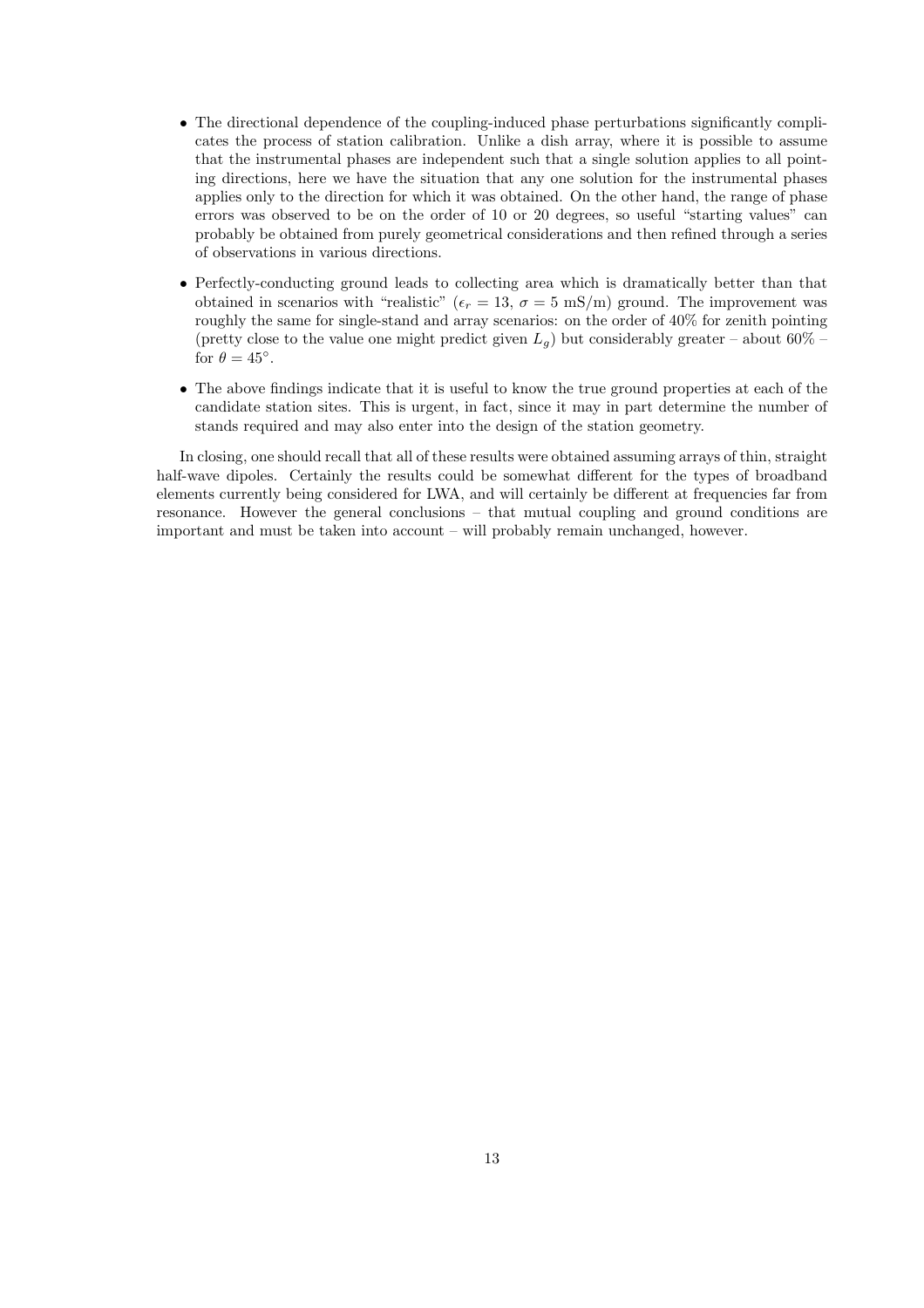- The directional dependence of the coupling-induced phase perturbations significantly complicates the process of station calibration. Unlike a dish array, where it is possible to assume that the instrumental phases are independent such that a single solution applies to all pointing directions, here we have the situation that any one solution for the instrumental phases applies only to the direction for which it was obtained. On the other hand, the range of phase errors was observed to be on the order of 10 or 20 degrees, so useful "starting values" can probably be obtained from purely geometrical considerations and then refined through a series of observations in various directions.

- Perfectly-conducting ground leads to collecting area which is dramatically better than that obtained in scenarios with "realistic" ($\epsilon_r = 13$, $\sigma = 5$ mS/m) ground. The improvement was roughly the same for single-stand and array scenarios: on the order of 40% for zenith pointing (pretty close to the value one might predict given $L_g$) but considerably greater – about 60% – for $\theta = 45^\circ$.

- The above findings indicate that it is useful to know the true ground properties at each of the candidate station sites. This is urgent, in fact, since it may in part determine the number of stands required and may also enter into the design of the station geometry.

In closing, one should recall that all of these results were obtained assuming arrays of thin, straight half-wave dipoles. Certainly the results could be somewhat different for the types of broadband elements currently being considered for LWA, and will certainly be different at frequencies far from resonance. However the general conclusions – that mutual coupling and ground conditions are important and must be taken into account – will probably remain unchanged, however.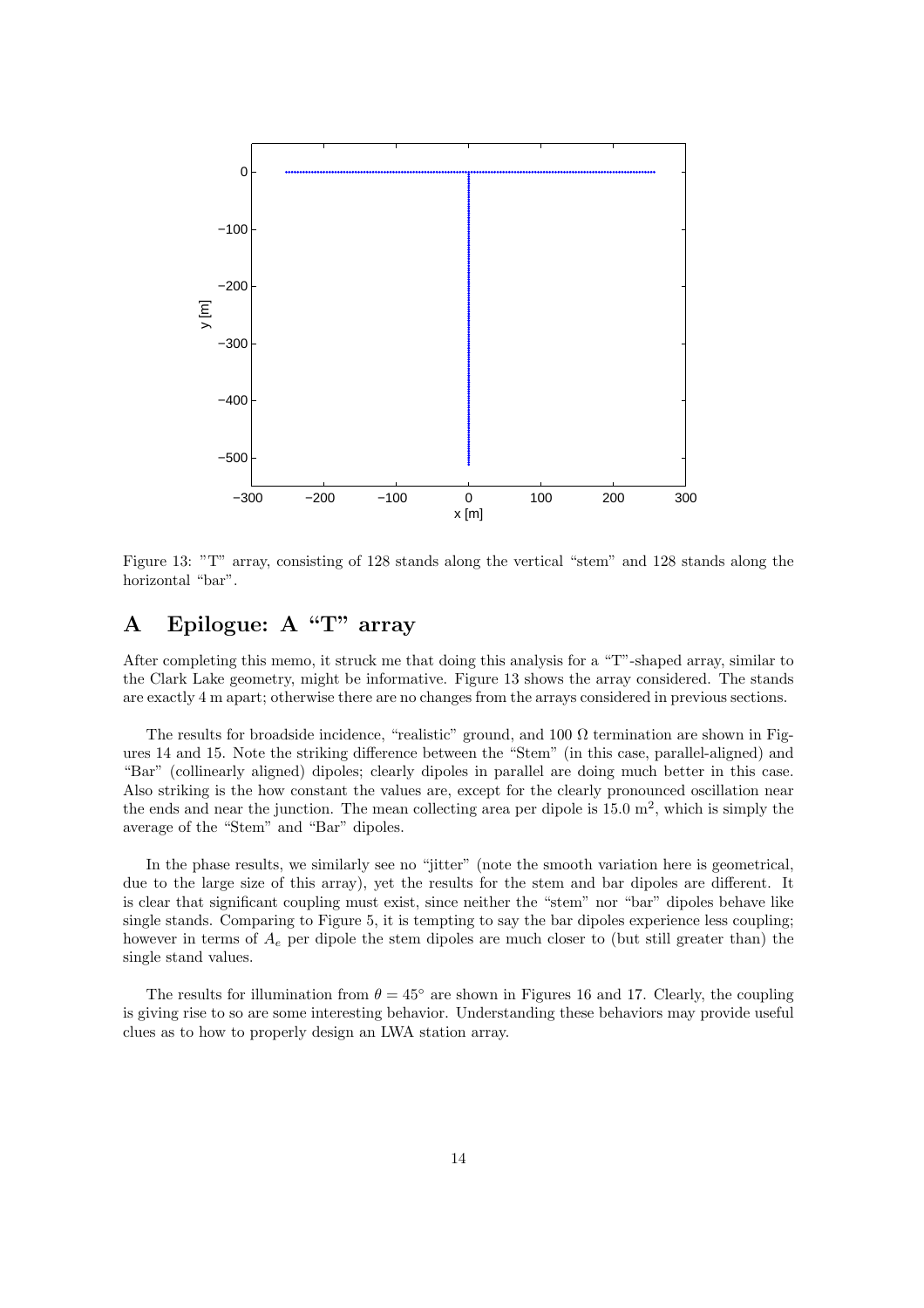Figure 13: "T" array, consisting of 128 stands along the vertical "stem" and 128 stands along the horizontal "bar".

# A Epilogue: A "T" array

After completing this memo, it struck me that doing this analysis for a "T"-shaped array, similar to the Clark Lake geometry, might be informative. Figure 13 shows the array considered. The stands are exactly 4 m apart; otherwise there are no changes from the arrays considered in previous sections.

The results for broadside incidence, "realistic" ground, and 100 Ω termination are shown in Figures 14 and 15. Note the striking difference between the "Stem" (in this case, parallel-aligned) and "Bar" (collinearly aligned) dipoles; clearly dipoles in parallel are doing much better in this case. Also striking is the how constant the values are, except for the clearly pronounced oscillation near the ends and near the junction. The mean collecting area per dipole is 15.0 m$^2$, which is simply the average of the "Stem" and "Bar" dipoles.

In the phase results, we similarly see no "jitter" (note the smooth variation here is geometrical, due to the large size of this array), yet the results for the stem and bar dipoles are different. It is clear that significant coupling must exist, since neither the "stem" nor "bar" dipoles behave like single stands. Comparing to Figure 5, it is tempting to say the bar dipoles experience less coupling; however in terms of $A_e$ per dipole the stem dipoles are much closer to (but still greater than) the single stand values.

The results for illumination from $\theta = 45^\circ$ are shown in Figures 16 and 17. Clearly, the coupling is giving rise to so are some interesting behavior. Understanding these behaviors may provide useful clues as to how to properly design an LWA station array.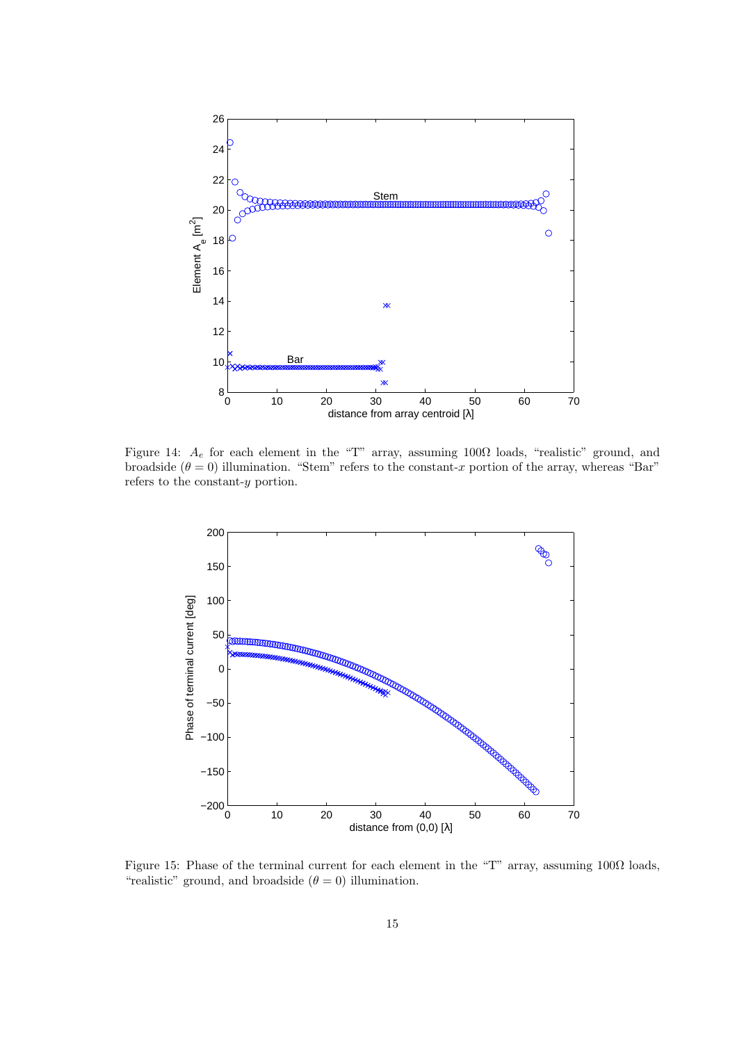Figure 14: $A_e$ for each element in the "T" array, assuming $100\Omega$ loads, "realistic" ground, and broadside ($\theta = 0$) illumination. "Stem" refers to the constant-$x$ portion of the array, whereas "Bar" refers to the constant-$y$ portion.

Figure 15: Phase of the terminal current for each element in the "T" array, assuming $100\Omega$ loads, "realistic" ground, and broadside ($\theta = 0$) illumination.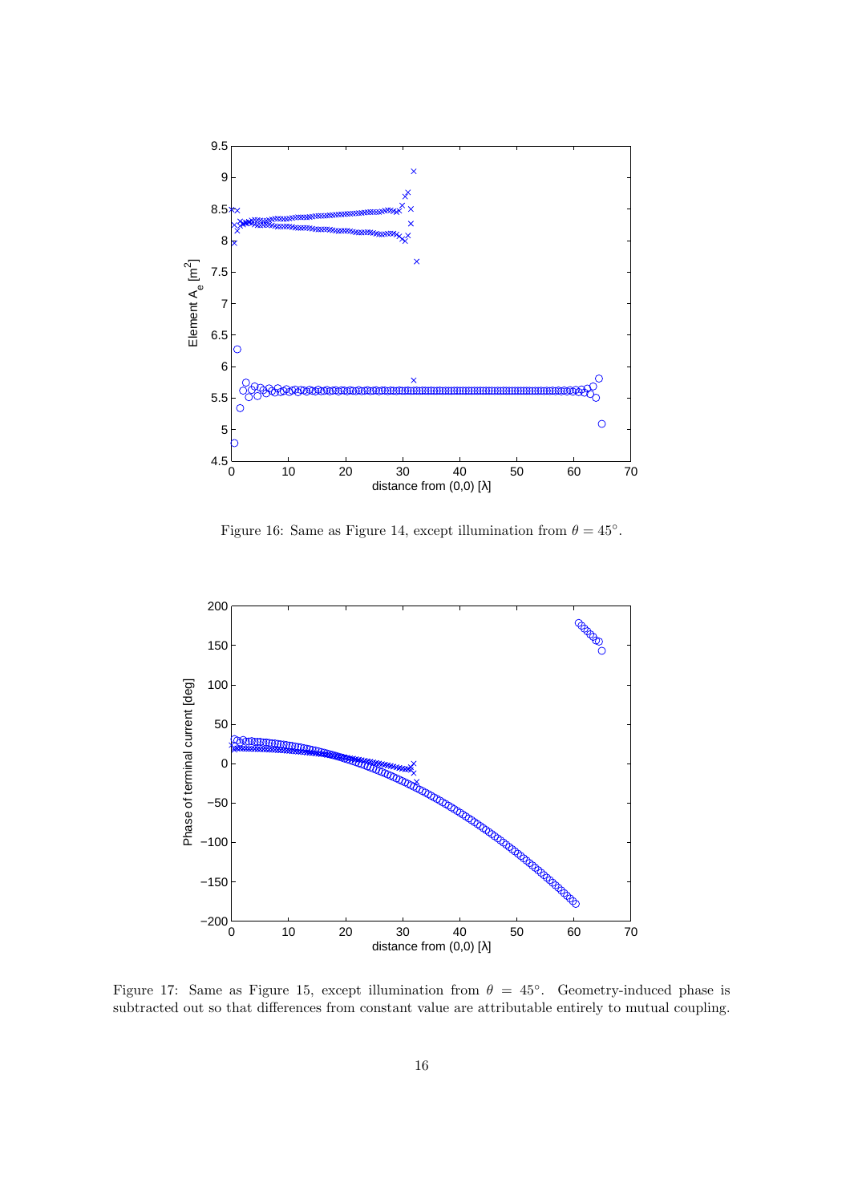Figure 16: Same as Figure 14, except illumination from $\theta = 45^\circ$.

Figure 17: Same as Figure 15, except illumination from $\theta = 45^\circ$. Geometry-induced phase is subtracted out so that differences from constant value are attributable entirely to mutual coupling.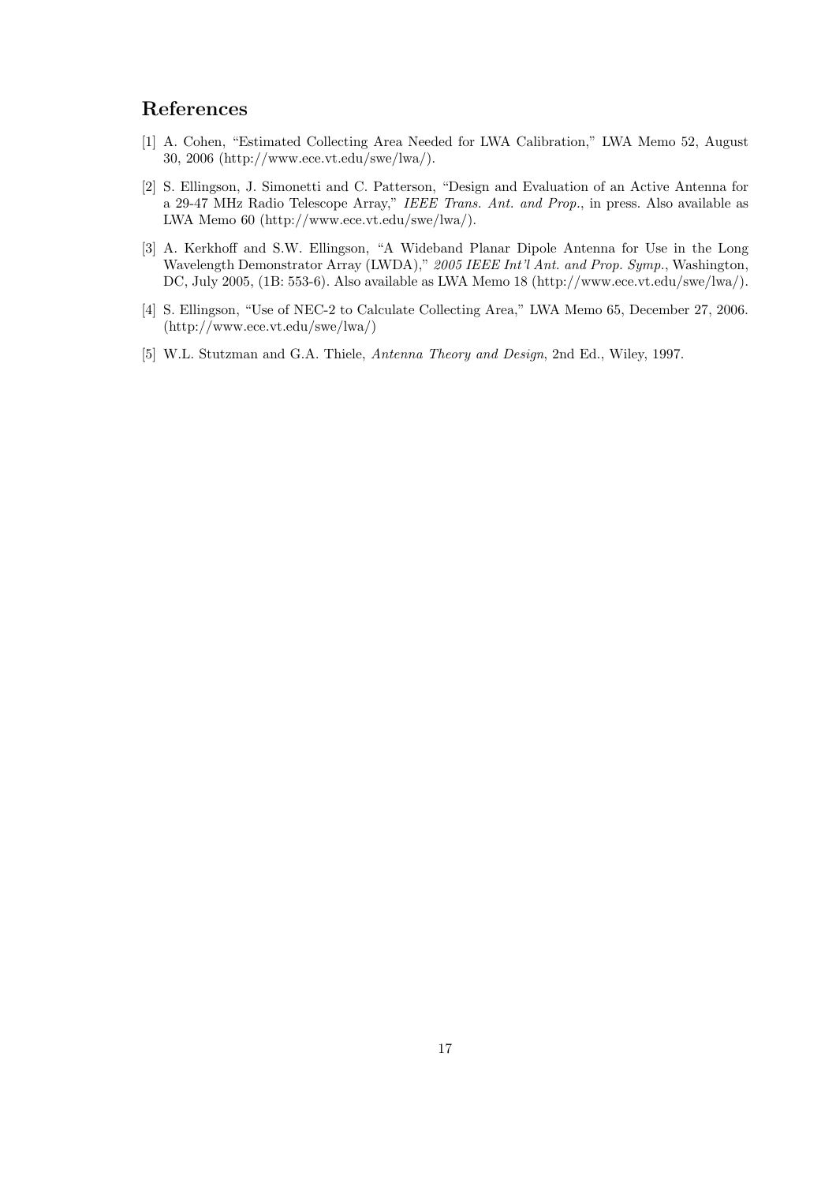## References

[1] A. Cohen, "Estimated Collecting Area Needed for LWA Calibration," LWA Memo 52, August 30, 2006 (http://www.ece.vt.edu/swe/lwa/).

[2] S. Ellingson, J. Simonetti and C. Patterson, "Design and Evaluation of an Active Antenna for a 29-47 MHz Radio Telescope Array," *IEEE Trans. Ant. and Prop.*, in press. Also available as LWA Memo 60 (http://www.ece.vt.edu/swe/lwa/).

[3] A. Kerkhoff and S.W. Ellingson, "A Wideband Planar Dipole Antenna for Use in the Long Wavelength Demonstrator Array (LWDA)," *2005 IEEE Int'l Ant. and Prop. Symp.*, Washington, DC, July 2005, (1B: 553-6). Also available as LWA Memo 18 (http://www.ece.vt.edu/swe/lwa/).

[4] S. Ellingson, "Use of NEC-2 to Calculate Collecting Area," LWA Memo 65, December 27, 2006. (http://www.ece.vt.edu/swe/lwa/)

[5] W.L. Stutzman and G.A. Thiele, *Antenna Theory and Design*, 2nd Ed., Wiley, 1997.